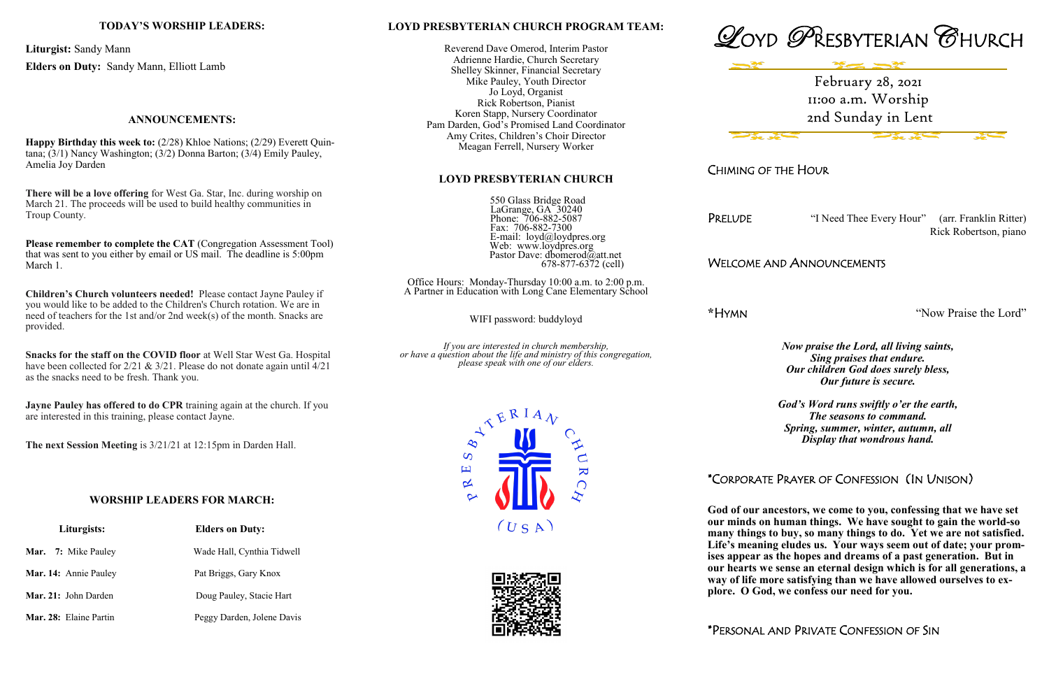## TODAY'S WORSHIP LEADERS:

**Liturgist:** Sandy Mann

**Elders on Duty:** Sandy Mann, Elliott Lamb

## ANNOUNCEMENTS:

**Happy Birthday this week to:** (2/28) Khloe Nations; (2/29) Everett Quintana; (3/1) Nancy Washington; (3/2) Donna Barton; (3/4) Emily Pauley, Amelia Joy Darden

**There will be a love offering** for West Ga. Star, Inc. during worship on March 21. The proceeds will be used to build healthy communities in Troup County.

**Please remember to complete the CAT** (Congregation Assessment Tool) that was sent to you either by email or US mail. The deadline is 5:00pm March 1.

**Children's Church volunteers needed!** Please contact Jayne Pauley if you would like to be added to the Children's Church rotation. We are in need of teachers for the 1st and/or 2nd week(s) of the month. Snacks are provided.

**Snacks for the staff on the COVID floor** at Well Star West Ga. Hospital have been collected for 2/21 & 3/21. Please do not donate again until 4/21 as the snacks need to be fresh. Thank you.

**Jayne Pauley has offered to do CPR** training again at the church. If you are interested in this training, please contact Jayne.

**The next Session Meeting** is 3/21/21 at 12:15pm in Darden Hall.

## WORSHIP LEADERS FOR MARCH:

| Liturgists: | Elders on Duty: |
|---|---|
| **Mar. 7:** Mike Pauley | Wade Hall, Cynthia Tidwell |
| **Mar. 14:** Annie Pauley | Pat Briggs, Gary Knox |
| **Mar. 21:** John Darden | Doug Pauley, Stacie Hart |
| **Mar. 28:** Elaine Partin | Peggy Darden, Jolene Davis |

## LOYD PRESBYTERIAN CHURCH PROGRAM TEAM:

Reverend Dave Omerod, Interim Pastor
Adrienne Hardie, Church Secretary
Shelley Skinner, Financial Secretary
Mike Pauley, Youth Director
Jo Loyd, Organist
Rick Robertson, Pianist
Koren Stapp, Nursery Coordinator
Pam Darden, God's Promised Land Coordinator
Amy Crites, Children's Choir Director
Meagan Ferrell, Nursery Worker

## LOYD PRESBYTERIAN CHURCH

550 Glass Bridge Road
LaGrange, GA 30240
Phone: 706-882-5087
Fax: 706-882-7300
E-mail: loyd@loydpres.org
Web: www.loydpres.org
Pastor Dave: dbomerod@att.net
678-877-6372 (cell)

Office Hours: Monday-Thursday 10:00 a.m. to 2:00 p.m.
A Partner in Education with Long Cane Elementary School

WIFI password: buddyloyd

*If you are interested in church membership, or have a question about the life and ministry of this congregation, please speak with one of our elders.*

PRESBYTERIAN CHURCH (USA)

# LOYD PRESBYTERIAN CHURCH

February 28, 2021
11:00 a.m. Worship
2nd Sunday in Lent

### CHIMING OF THE HOUR

**PRELUDE** "I Need Thee Every Hour" (arr. Franklin Ritter)
Rick Robertson, piano

### WELCOME AND ANNOUNCEMENTS

**\*HYMN** "Now Praise the Lord"

***Now praise the Lord, all living saints,***
***Sing praises that endure.***
***Our children God does surely bless,***
***Our future is secure.***

***God's Word runs swiftly o'er the earth,***
***The seasons to command.***
***Spring, summer, winter, autumn, all***
***Display that wondrous hand.***

### *CORPORATE PRAYER OF CONFESSION (IN UNISON)

**God of our ancestors, we come to you, confessing that we have set our minds on human things. We have sought to gain the world-so many things to buy, so many things to do. Yet we are not satisfied. Life's meaning eludes us. Your ways seem out of date; your promises appear as the hopes and dreams of a past generation. But in our hearts we sense an eternal design which is for all generations, a way of life more satisfying than we have allowed ourselves to explore. O God, we confess our need for you.**

### *PERSONAL AND PRIVATE CONFESSION OF SIN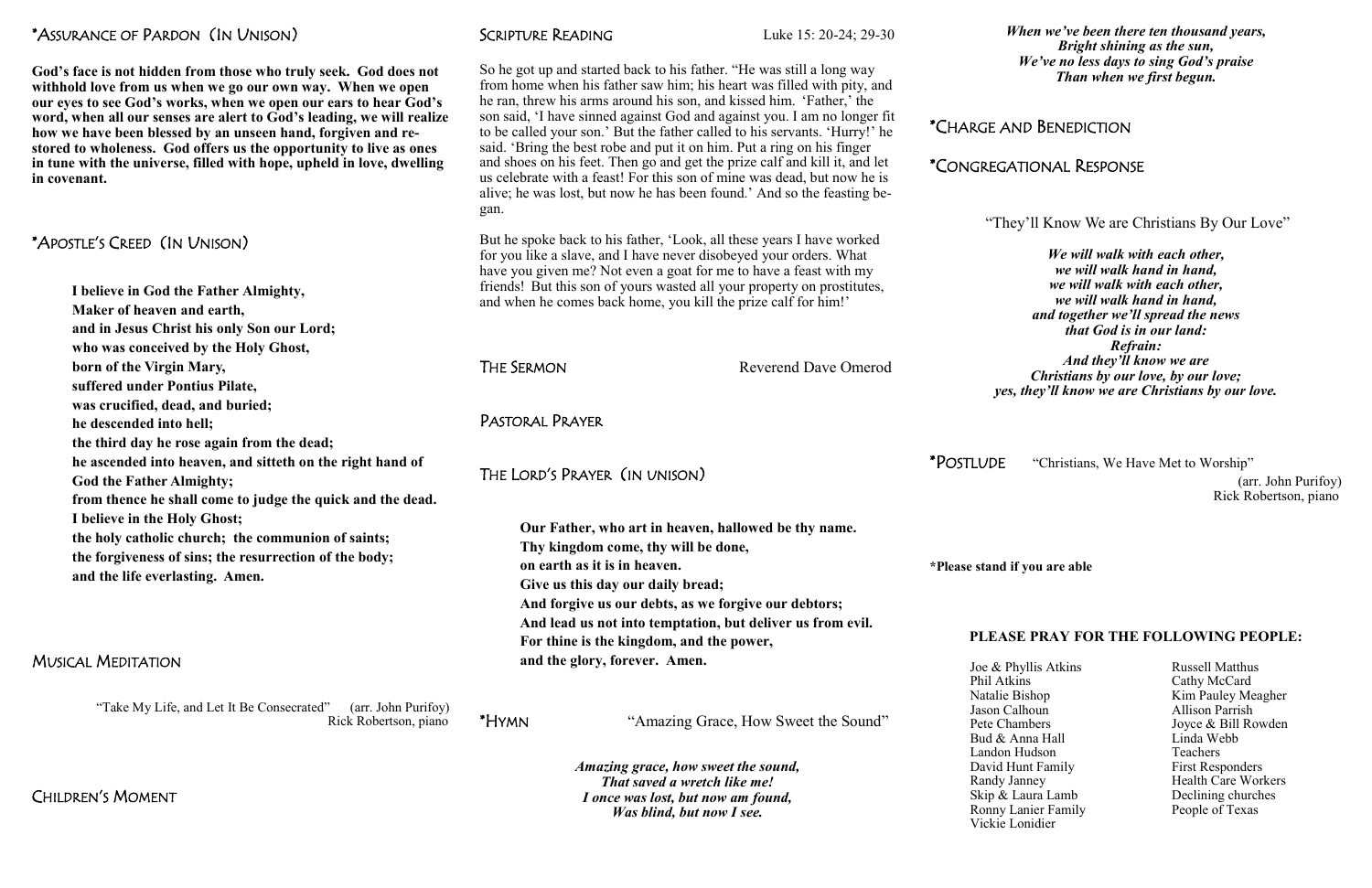## *Assurance of Pardon (In Unison)

**God's face is not hidden from those who truly seek. God does not withhold love from us when we go our own way. When we open our eyes to see God's works, when we open our ears to hear God's word, when all our senses are alert to God's leading, we will realize how we have been blessed by an unseen hand, forgiven and restored to wholeness. God offers us the opportunity to live as ones in tune with the universe, filled with hope, upheld in love, dwelling in covenant.**

## *Apostle's Creed (In Unison)

**I believe in God the Father Almighty,**
**Maker of heaven and earth,**
**and in Jesus Christ his only Son our Lord;**
**who was conceived by the Holy Ghost,**
**born of the Virgin Mary,**
**suffered under Pontius Pilate,**
**was crucified, dead, and buried;**
**he descended into hell;**
**the third day he rose again from the dead;**
**he ascended into heaven, and sitteth on the right hand of God the Father Almighty;**
**from thence he shall come to judge the quick and the dead.**
**I believe in the Holy Ghost;**
**the holy catholic church; the communion of saints;**
**the forgiveness of sins; the resurrection of the body;**
**and the life everlasting. Amen.**

## Musical Meditation

"Take My Life, and Let It Be Consecrated" (arr. John Purifoy)
Rick Robertson, piano

## Children's Moment

## Scripture Reading — Luke 15: 20-24; 29-30

So he got up and started back to his father. "He was still a long way from home when his father saw him; his heart was filled with pity, and he ran, threw his arms around his son, and kissed him. 'Father,' the son said, 'I have sinned against God and against you. I am no longer fit to be called your son.' But the father called to his servants. 'Hurry!' he said. 'Bring the best robe and put it on him. Put a ring on his finger and shoes on his feet. Then go and get the prize calf and kill it, and let us celebrate with a feast! For this son of mine was dead, but now he is alive; he was lost, but now he has been found.' And so the feasting began.

But he spoke back to his father, 'Look, all these years I have worked for you like a slave, and I have never disobeyed your orders. What have you given me? Not even a goat for me to have a feast with my friends! But this son of yours wasted all your property on prostitutes, and when he comes back home, you kill the prize calf for him!'

## The Sermon — Reverend Dave Omerod

## Pastoral Prayer

## The Lord's Prayer (In Unison)

**Our Father, who art in heaven, hallowed be thy name.**
**Thy kingdom come, thy will be done,**
**on earth as it is in heaven.**
**Give us this day our daily bread;**
**And forgive us our debts, as we forgive our debtors;**
**And lead us not into temptation, but deliver us from evil.**
**For thine is the kingdom, and the power,**
**and the glory, forever. Amen.**

## *Hymn — "Amazing Grace, How Sweet the Sound"

***Amazing grace, how sweet the sound,***
***That saved a wretch like me!***
***I once was lost, but now am found,***
***Was blind, but now I see.***

***When we've been there ten thousand years,***
***Bright shining as the sun,***
***We've no less days to sing God's praise***
***Than when we first begun.***

## *Charge and Benediction

## *Congregational Response

"They'll Know We are Christians By Our Love"

***We will walk with each other,***
***we will walk hand in hand,***
***we will walk with each other,***
***we will walk hand in hand,***
***and together we'll spread the news***
***that God is in our land:***
***Refrain:***
***And they'll know we are***
***Christians by our love, by our love;***
***yes, they'll know we are Christians by our love.***

## *Postlude — "Christians, We Have Met to Worship"

(arr. John Purifoy)
Rick Robertson, piano

**\*Please stand if you are able**

### PLEASE PRAY FOR THE FOLLOWING PEOPLE:

Joe & Phyllis Atkins
Phil Atkins
Natalie Bishop
Jason Calhoun
Pete Chambers
Bud & Anna Hall
Landon Hudson
David Hunt Family
Randy Janney
Skip & Laura Lamb
Ronny Lanier Family
Vickie Lonidier
Russell Matthus
Cathy McCard
Kim Pauley Meagher
Allison Parrish
Joyce & Bill Rowden
Linda Webb
Teachers
First Responders
Health Care Workers
Declining churches
People of Texas